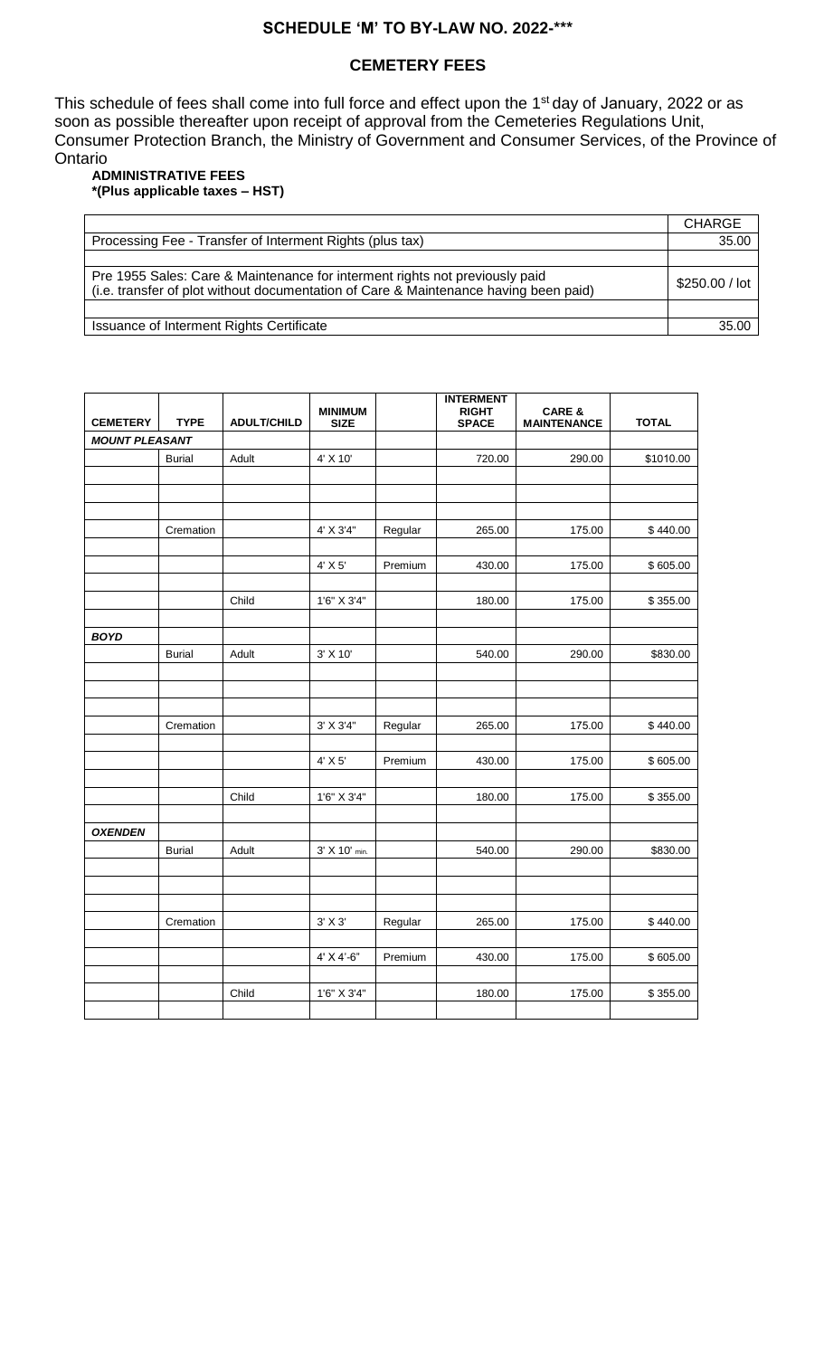## SCHEDULE 'M' TO BY-LAW NO. 2022-***

## CEMETERY FEES

This schedule of fees shall come into full force and effect upon the 1st day of January, 2022 or as soon as possible thereafter upon receipt of approval from the Cemeteries Regulations Unit, Consumer Protection Branch, the Ministry of Government and Consumer Services, of the Province of Ontario

**ADMINISTRATIVE FEES**
**\*(Plus applicable taxes – HST)**

| | CHARGE |
|---|---|
| Processing Fee - Transfer of Interment Rights (plus tax) | 35.00 |
| | |
| Pre 1955 Sales: Care & Maintenance for interment rights not previously paid (i.e. transfer of plot without documentation of Care & Maintenance having been paid) | $250.00 / lot |
| | |
| Issuance of Interment Rights Certificate | 35.00 |

| CEMETERY | TYPE | ADULT/CHILD | MINIMUM SIZE | | INTERMENT RIGHT SPACE | CARE & MAINTENANCE | TOTAL |
|---|---|---|---|---|---|---|---|
| ***MOUNT PLEASANT*** | | | | | | | |
| | Burial | Adult | 4' X 10' | | 720.00 | 290.00 | $1010.00 |
| | Cremation | | 4' X 3'4" | Regular | 265.00 | 175.00 | $ 440.00 |
| | | | 4' X 5' | Premium | 430.00 | 175.00 | $ 605.00 |
| | | Child | 1'6" X 3'4" | | 180.00 | 175.00 | $ 355.00 |
| ***BOYD*** | | | | | | | |
| | Burial | Adult | 3' X 10' | | 540.00 | 290.00 | $830.00 |
| | Cremation | | 3' X 3'4" | Regular | 265.00 | 175.00 | $ 440.00 |
| | | | 4' X 5' | Premium | 430.00 | 175.00 | $ 605.00 |
| | | Child | 1'6" X 3'4" | | 180.00 | 175.00 | $ 355.00 |
| ***OXENDEN*** | | | | | | | |
| | Burial | Adult | 3' X 10' min. | | 540.00 | 290.00 | $830.00 |
| | Cremation | | 3' X 3' | Regular | 265.00 | 175.00 | $ 440.00 |
| | | | 4' X 4'-6" | Premium | 430.00 | 175.00 | $ 605.00 |
| | | Child | 1'6" X 3'4" | | 180.00 | 175.00 | $ 355.00 |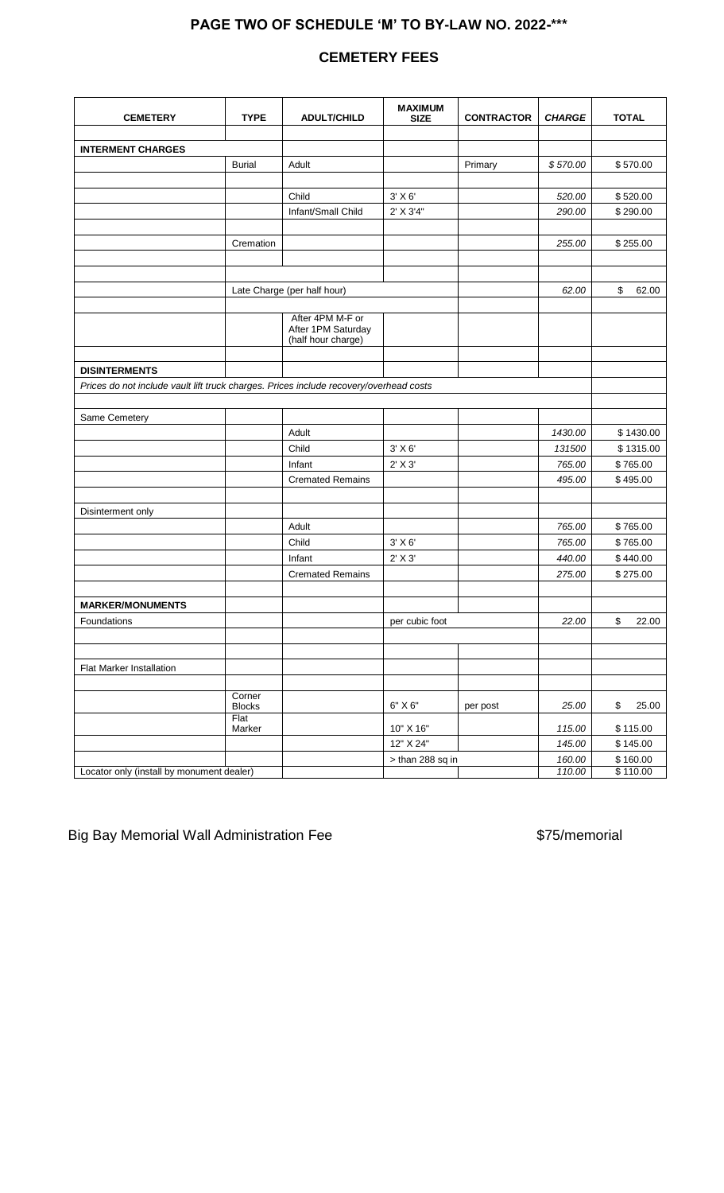## PAGE TWO OF SCHEDULE 'M' TO BY-LAW NO. 2022-***

## CEMETERY FEES

| CEMETERY | TYPE | ADULT/CHILD | MAXIMUM SIZE | CONTRACTOR | *CHARGE* | TOTAL |
|---|---|---|---|---|---|---|
| **INTERMENT CHARGES** | | | | | | |
| | Burial | Adult | | Primary | *$ 570.00* | $ 570.00 |
| | | Child | 3' X 6' | | *520.00* | $ 520.00 |
| | | Infant/Small Child | 2' X 3'4" | | *290.00* | $ 290.00 |
| | Cremation | | | | *255.00* | $ 255.00 |
| | Late Charge (per half hour) | | | | *62.00* | $ 62.00 |
| | | After 4PM M-F or After 1PM Saturday (half hour charge) | | | | |
| **DISINTERMENTS** | | | | | | |
| *Prices do not include vault lift truck charges. Prices include recovery/overhead costs* | | | | | | |
| Same Cemetery | | | | | | |
| | | Adult | | | *1430.00* | $ 1430.00 |
| | | Child | 3' X 6' | | *131500* | $ 1315.00 |
| | | Infant | 2' X 3' | | *765.00* | $ 765.00 |
| | | Cremated Remains | | | *495.00* | $ 495.00 |
| Disinterment only | | | | | | |
| | | Adult | | | *765.00* | $ 765.00 |
| | | Child | 3' X 6' | | *765.00* | $ 765.00 |
| | | Infant | 2' X 3' | | *440.00* | $ 440.00 |
| | | Cremated Remains | | | *275.00* | $ 275.00 |
| **MARKER/MONUMENTS** | | | | | | |
| Foundations | | | per cubic foot | | *22.00* | $ 22.00 |
| Flat Marker Installation | | | | | | |
| | Corner Blocks | | 6" X 6" | per post | *25.00* | $ 25.00 |
| | Flat Marker | | 10" X 16" | | *115.00* | $ 115.00 |
| | | | 12" X 24" | | *145.00* | $ 145.00 |
| | | | > than 288 sq in | | *160.00* | $ 160.00 |
| Locator only (install by monument dealer) | | | | | *110.00* | $ 110.00 |

Big Bay Memorial Wall Administration Fee $75/memorial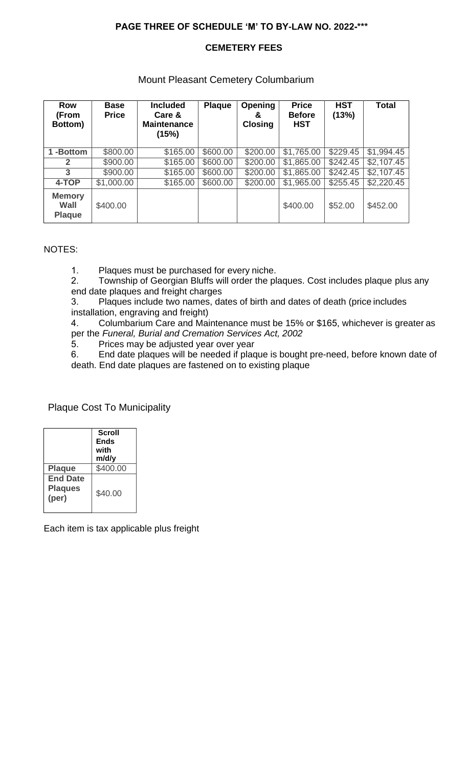**PAGE THREE OF SCHEDULE 'M' TO BY-LAW NO. 2022-\*\*\***

**CEMETERY FEES**

Mount Pleasant Cemetery Columbarium

| Row (From Bottom) | Base Price | Included Care & Maintenance (15%) | Plaque | Opening & Closing | Price Before HST | HST (13%) | Total |
|---|---|---|---|---|---|---|---|
| 1 -Bottom | $800.00 | $165.00 | $600.00 | $200.00 | $1,765.00 | $229.45 | $1,994.45 |
| 2 | $900.00 | $165.00 | $600.00 | $200.00 | $1,865.00 | $242.45 | $2,107.45 |
| 3 | $900.00 | $165.00 | $600.00 | $200.00 | $1,865.00 | $242.45 | $2,107.45 |
| 4-TOP | $1,000.00 | $165.00 | $600.00 | $200.00 | $1,965.00 | $255.45 | $2,220.45 |
| Memory Wall Plaque | $400.00 | | | | $400.00 | $52.00 | $452.00 |

NOTES:

1. Plaques must be purchased for every niche.
2. Township of Georgian Bluffs will order the plaques. Cost includes plaque plus any end date plaques and freight charges
3. Plaques include two names, dates of birth and dates of death (price includes installation, engraving and freight)
4. Columbarium Care and Maintenance must be 15% or $165, whichever is greater as per the *Funeral, Burial and Cremation Services Act, 2002*
5. Prices may be adjusted year over year
6. End date plaques will be needed if plaque is bought pre-need, before known date of death. End date plaques are fastened on to existing plaque

Plaque Cost To Municipality

| | Scroll Ends with m/d/y |
|---|---|
| Plaque | $400.00 |
| End Date Plaques (per) | $40.00 |

Each item is tax applicable plus freight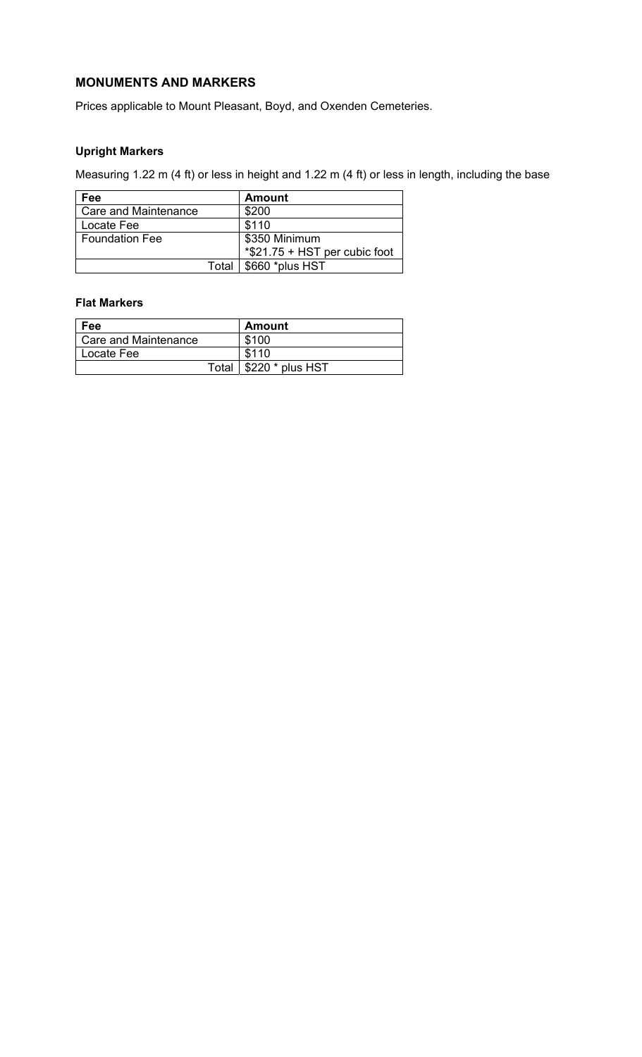## MONUMENTS AND MARKERS

Prices applicable to Mount Pleasant, Boyd, and Oxenden Cemeteries.

### Upright Markers

Measuring 1.22 m (4 ft) or less in height and 1.22 m (4 ft) or less in length, including the base

| Fee | Amount |
| --- | --- |
| Care and Maintenance | $200 |
| Locate Fee | $110 |
| Foundation Fee | $350 Minimum<br>*$21.75 + HST per cubic foot |
| Total | $660 *plus HST |

### Flat Markers

| Fee | Amount |
| --- | --- |
| Care and Maintenance | $100 |
| Locate Fee | $110 |
| Total | $220 * plus HST |